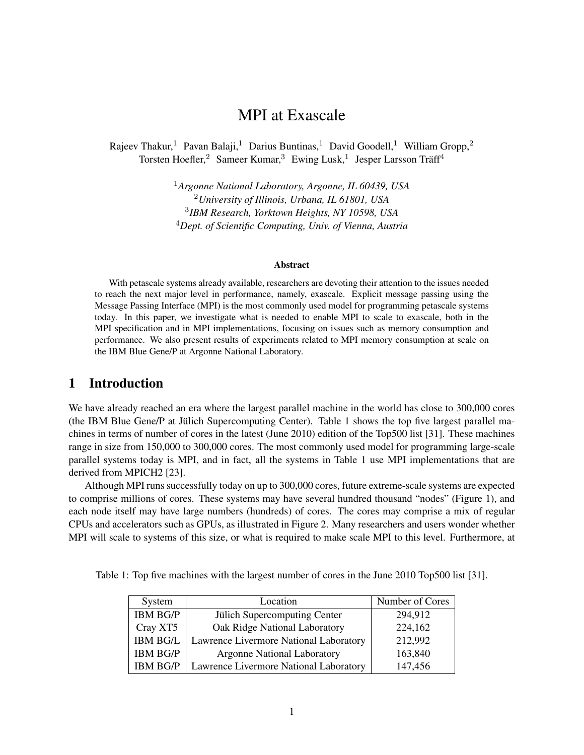# MPI at Exascale

Rajeev Thakur,[1] Pavan Balaji,[1] Darius Buntinas,[1] David Goodell,[1] William Gropp,[2] Torsten Hoefler,[2] Sameer Kumar,[3] Ewing Lusk,[1] Jesper Larsson Träff[4]

[1]*Argonne National Laboratory, Argonne, IL 60439, USA*
[2]*University of Illinois, Urbana, IL 61801, USA*
[3]*IBM Research, Yorktown Heights, NY 10598, USA*
[4]*Dept. of Scientific Computing, Univ. of Vienna, Austria*

### Abstract

With petascale systems already available, researchers are devoting their attention to the issues needed to reach the next major level in performance, namely, exascale. Explicit message passing using the Message Passing Interface (MPI) is the most commonly used model for programming petascale systems today. In this paper, we investigate what is needed to enable MPI to scale to exascale, both in the MPI specification and in MPI implementations, focusing on issues such as memory consumption and performance. We also present results of experiments related to MPI memory consumption at scale on the IBM Blue Gene/P at Argonne National Laboratory.

## 1 Introduction

We have already reached an era where the largest parallel machine in the world has close to 300,000 cores (the IBM Blue Gene/P at Jülich Supercomputing Center). Table 1 shows the top five largest parallel machines in terms of number of cores in the latest (June 2010) edition of the Top500 list [31]. These machines range in size from 150,000 to 300,000 cores. The most commonly used model for programming large-scale parallel systems today is MPI, and in fact, all the systems in Table 1 use MPI implementations that are derived from MPICH2 [23].

Although MPI runs successfully today on up to 300,000 cores, future extreme-scale systems are expected to comprise millions of cores. These systems may have several hundred thousand "nodes" (Figure 1), and each node itself may have large numbers (hundreds) of cores. The cores may comprise a mix of regular CPUs and accelerators such as GPUs, as illustrated in Figure 2. Many researchers and users wonder whether MPI will scale to systems of this size, or what is required to make scale MPI to this level. Furthermore, at

Table 1: Top five machines with the largest number of cores in the June 2010 Top500 list [31].

| System | Location | Number of Cores |
|---|---|---|
| IBM BG/P | Jülich Supercomputing Center | 294,912 |
| Cray XT5 | Oak Ridge National Laboratory | 224,162 |
| IBM BG/L | Lawrence Livermore National Laboratory | 212,992 |
| IBM BG/P | Argonne National Laboratory | 163,840 |
| IBM BG/P | Lawrence Livermore National Laboratory | 147,456 |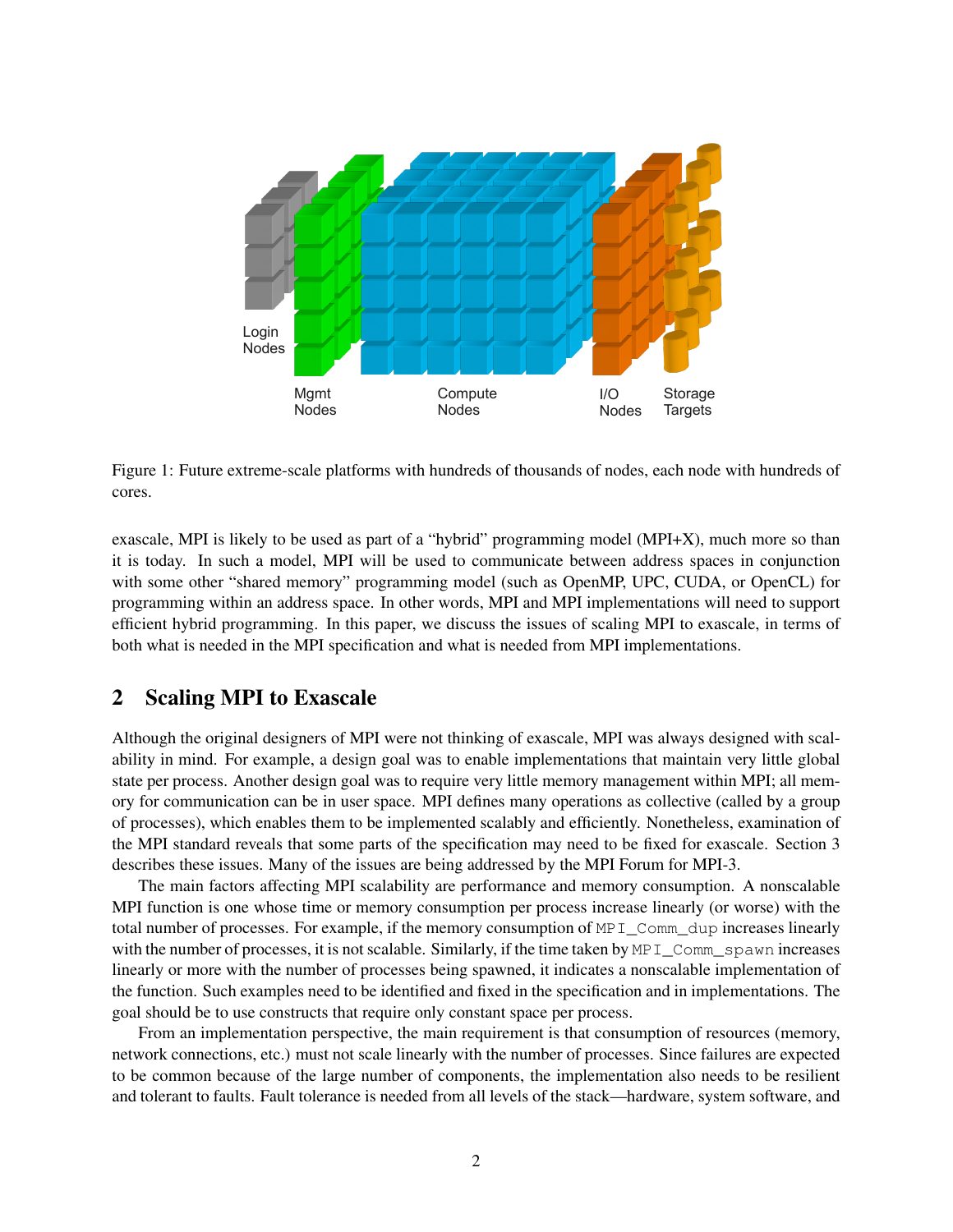Figure 1: Future extreme-scale platforms with hundreds of thousands of nodes, each node with hundreds of cores.

exascale, MPI is likely to be used as part of a "hybrid" programming model (MPI+X), much more so than it is today. In such a model, MPI will be used to communicate between address spaces in conjunction with some other "shared memory" programming model (such as OpenMP, UPC, CUDA, or OpenCL) for programming within an address space. In other words, MPI and MPI implementations will need to support efficient hybrid programming. In this paper, we discuss the issues of scaling MPI to exascale, in terms of both what is needed in the MPI specification and what is needed from MPI implementations.

## 2 Scaling MPI to Exascale

Although the original designers of MPI were not thinking of exascale, MPI was always designed with scalability in mind. For example, a design goal was to enable implementations that maintain very little global state per process. Another design goal was to require very little memory management within MPI; all memory for communication can be in user space. MPI defines many operations as collective (called by a group of processes), which enables them to be implemented scalably and efficiently. Nonetheless, examination of the MPI standard reveals that some parts of the specification may need to be fixed for exascale. Section 3 describes these issues. Many of the issues are being addressed by the MPI Forum for MPI-3.

The main factors affecting MPI scalability are performance and memory consumption. A nonscalable MPI function is one whose time or memory consumption per process increase linearly (or worse) with the total number of processes. For example, if the memory consumption of `MPI_Comm_dup` increases linearly with the number of processes, it is not scalable. Similarly, if the time taken by `MPI_Comm_spawn` increases linearly or more with the number of processes being spawned, it indicates a nonscalable implementation of the function. Such examples need to be identified and fixed in the specification and in implementations. The goal should be to use constructs that require only constant space per process.

From an implementation perspective, the main requirement is that consumption of resources (memory, network connections, etc.) must not scale linearly with the number of processes. Since failures are expected to be common because of the large number of components, the implementation also needs to be resilient and tolerant to faults. Fault tolerance is needed from all levels of the stack—hardware, system software, and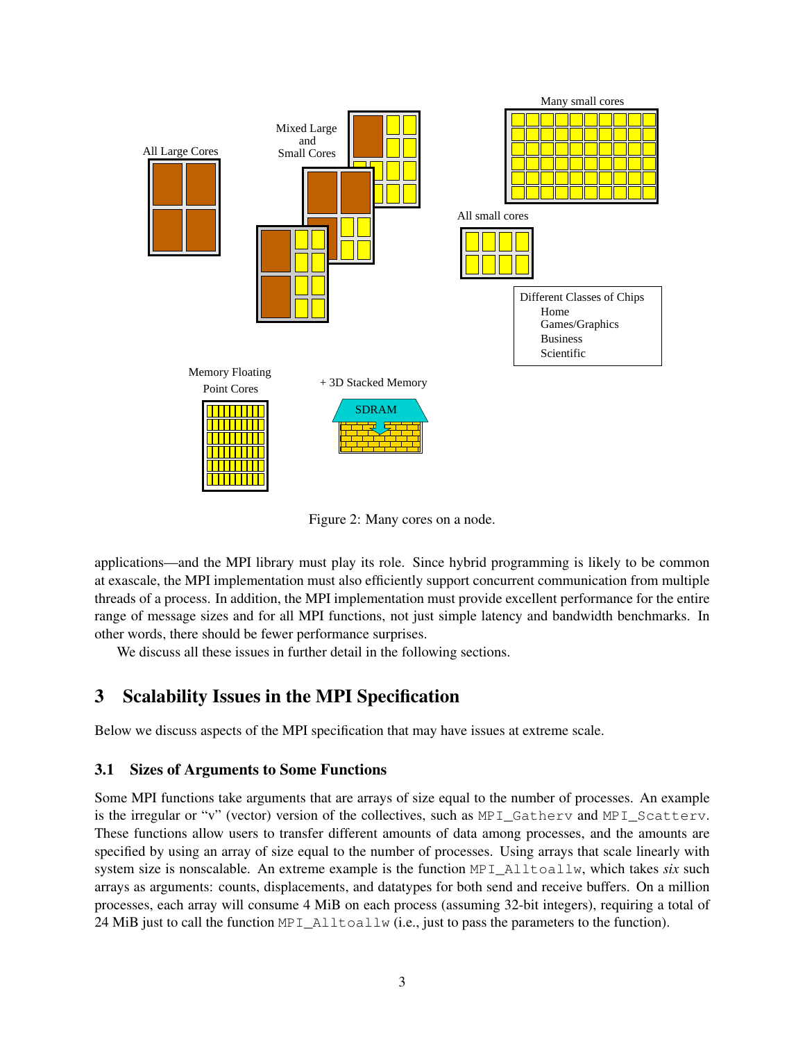Figure 2: Many cores on a node.

applications—and the MPI library must play its role. Since hybrid programming is likely to be common at exascale, the MPI implementation must also efficiently support concurrent communication from multiple threads of a process. In addition, the MPI implementation must provide excellent performance for the entire range of message sizes and for all MPI functions, not just simple latency and bandwidth benchmarks. In other words, there should be fewer performance surprises.

We discuss all these issues in further detail in the following sections.

## 3 Scalability Issues in the MPI Specification

Below we discuss aspects of the MPI specification that may have issues at extreme scale.

### 3.1 Sizes of Arguments to Some Functions

Some MPI functions take arguments that are arrays of size equal to the number of processes. An example is the irregular or "v" (vector) version of the collectives, such as `MPI_Gatherv` and `MPI_Scatterv`. These functions allow users to transfer different amounts of data among processes, and the amounts are specified by using an array of size equal to the number of processes. Using arrays that scale linearly with system size is nonscalable. An extreme example is the function `MPI_Alltoallw`, which takes *six* such arrays as arguments: counts, displacements, and datatypes for both send and receive buffers. On a million processes, each array will consume 4 MiB on each process (assuming 32-bit integers), requiring a total of 24 MiB just to call the function `MPI_Alltoallw` (i.e., just to pass the parameters to the function).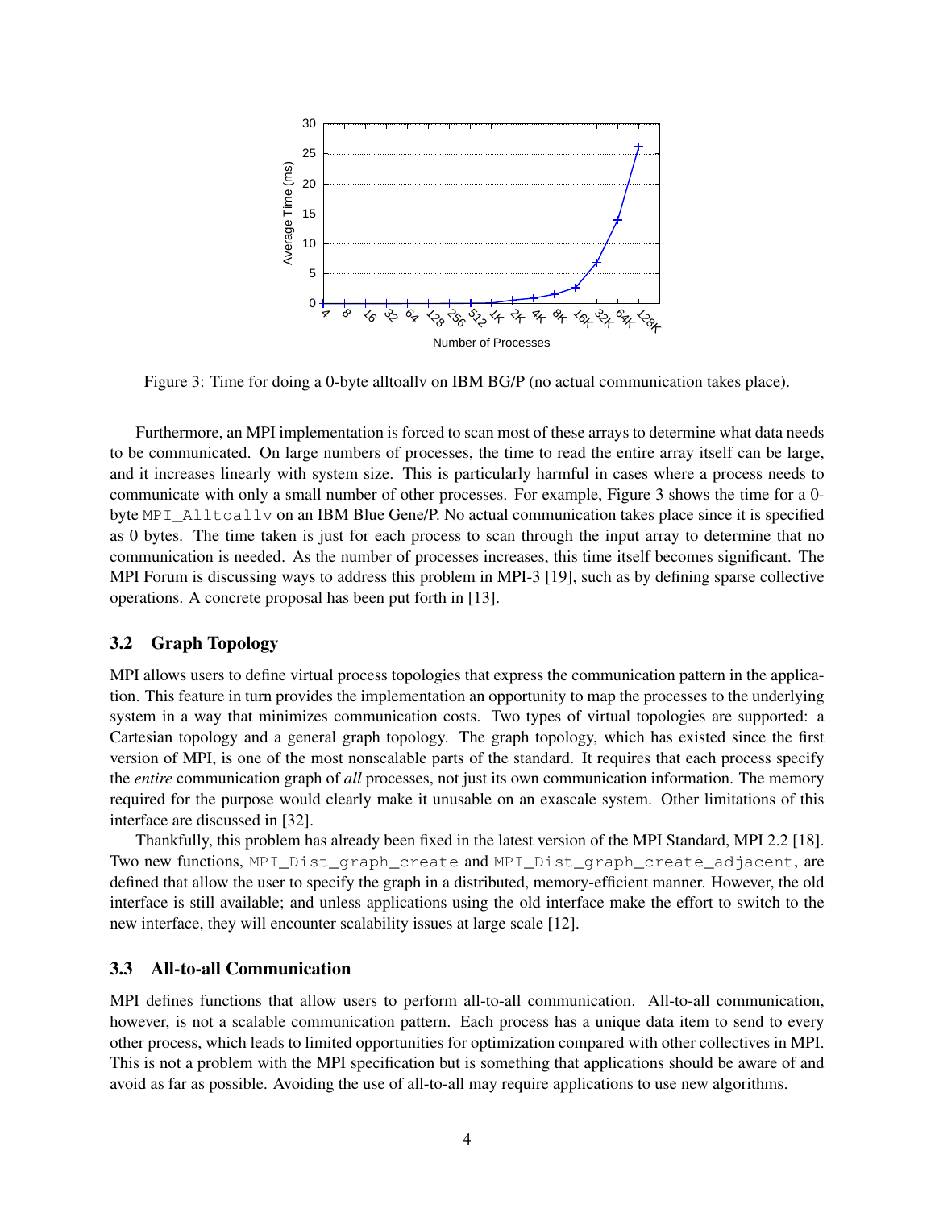Figure 3: Time for doing a 0-byte alltoallv on IBM BG/P (no actual communication takes place).

Furthermore, an MPI implementation is forced to scan most of these arrays to determine what data needs to be communicated. On large numbers of processes, the time to read the entire array itself can be large, and it increases linearly with system size. This is particularly harmful in cases where a process needs to communicate with only a small number of other processes. For example, Figure 3 shows the time for a 0-byte `MPI_Alltoallv` on an IBM Blue Gene/P. No actual communication takes place since it is specified as 0 bytes. The time taken is just for each process to scan through the input array to determine that no communication is needed. As the number of processes increases, this time itself becomes significant. The MPI Forum is discussing ways to address this problem in MPI-3 [19], such as by defining sparse collective operations. A concrete proposal has been put forth in [13].

### 3.2 Graph Topology

MPI allows users to define virtual process topologies that express the communication pattern in the application. This feature in turn provides the implementation an opportunity to map the processes to the underlying system in a way that minimizes communication costs. Two types of virtual topologies are supported: a Cartesian topology and a general graph topology. The graph topology, which has existed since the first version of MPI, is one of the most nonscalable parts of the standard. It requires that each process specify the *entire* communication graph of *all* processes, not just its own communication information. The memory required for the purpose would clearly make it unusable on an exascale system. Other limitations of this interface are discussed in [32].

Thankfully, this problem has already been fixed in the latest version of the MPI Standard, MPI 2.2 [18]. Two new functions, `MPI_Dist_graph_create` and `MPI_Dist_graph_create_adjacent`, are defined that allow the user to specify the graph in a distributed, memory-efficient manner. However, the old interface is still available; and unless applications using the old interface make the effort to switch to the new interface, they will encounter scalability issues at large scale [12].

### 3.3 All-to-all Communication

MPI defines functions that allow users to perform all-to-all communication. All-to-all communication, however, is not a scalable communication pattern. Each process has a unique data item to send to every other process, which leads to limited opportunities for optimization compared with other collectives in MPI. This is not a problem with the MPI specification but is something that applications should be aware of and avoid as far as possible. Avoiding the use of all-to-all may require applications to use new algorithms.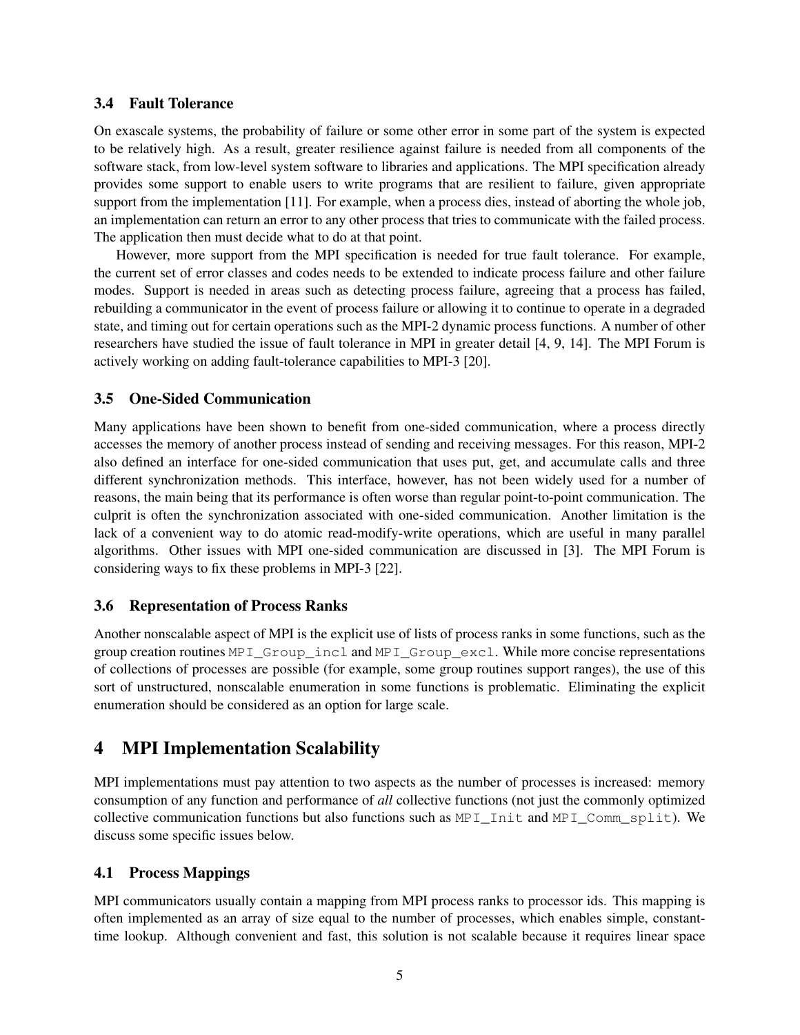### 3.4 Fault Tolerance

On exascale systems, the probability of failure or some other error in some part of the system is expected to be relatively high. As a result, greater resilience against failure is needed from all components of the software stack, from low-level system software to libraries and applications. The MPI specification already provides some support to enable users to write programs that are resilient to failure, given appropriate support from the implementation [11]. For example, when a process dies, instead of aborting the whole job, an implementation can return an error to any other process that tries to communicate with the failed process. The application then must decide what to do at that point.

However, more support from the MPI specification is needed for true fault tolerance. For example, the current set of error classes and codes needs to be extended to indicate process failure and other failure modes. Support is needed in areas such as detecting process failure, agreeing that a process has failed, rebuilding a communicator in the event of process failure or allowing it to continue to operate in a degraded state, and timing out for certain operations such as the MPI-2 dynamic process functions. A number of other researchers have studied the issue of fault tolerance in MPI in greater detail [4, 9, 14]. The MPI Forum is actively working on adding fault-tolerance capabilities to MPI-3 [20].

### 3.5 One-Sided Communication

Many applications have been shown to benefit from one-sided communication, where a process directly accesses the memory of another process instead of sending and receiving messages. For this reason, MPI-2 also defined an interface for one-sided communication that uses put, get, and accumulate calls and three different synchronization methods. This interface, however, has not been widely used for a number of reasons, the main being that its performance is often worse than regular point-to-point communication. The culprit is often the synchronization associated with one-sided communication. Another limitation is the lack of a convenient way to do atomic read-modify-write operations, which are useful in many parallel algorithms. Other issues with MPI one-sided communication are discussed in [3]. The MPI Forum is considering ways to fix these problems in MPI-3 [22].

### 3.6 Representation of Process Ranks

Another nonscalable aspect of MPI is the explicit use of lists of process ranks in some functions, such as the group creation routines `MPI_Group_incl` and `MPI_Group_excl`. While more concise representations of collections of processes are possible (for example, some group routines support ranges), the use of this sort of unstructured, nonscalable enumeration in some functions is problematic. Eliminating the explicit enumeration should be considered as an option for large scale.

## 4 MPI Implementation Scalability

MPI implementations must pay attention to two aspects as the number of processes is increased: memory consumption of any function and performance of *all* collective functions (not just the commonly optimized collective communication functions but also functions such as `MPI_Init` and `MPI_Comm_split`). We discuss some specific issues below.

### 4.1 Process Mappings

MPI communicators usually contain a mapping from MPI process ranks to processor ids. This mapping is often implemented as an array of size equal to the number of processes, which enables simple, constant-time lookup. Although convenient and fast, this solution is not scalable because it requires linear space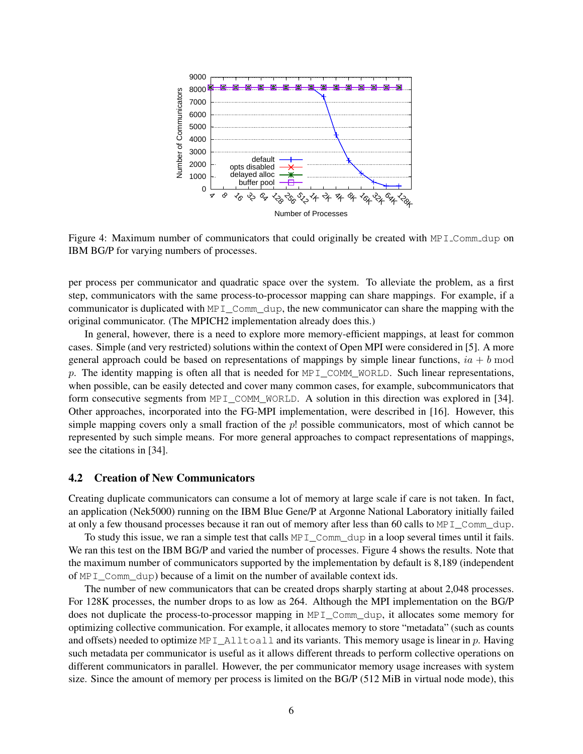Figure 4: Maximum number of communicators that could originally be created with MPI_Comm_dup on IBM BG/P for varying numbers of processes.

per process per communicator and quadratic space over the system. To alleviate the problem, as a first step, communicators with the same process-to-processor mapping can share mappings. For example, if a communicator is duplicated with MPI_Comm_dup, the new communicator can share the mapping with the original communicator. (The MPICH2 implementation already does this.)

In general, however, there is a need to explore more memory-efficient mappings, at least for common cases. Simple (and very restricted) solutions within the context of Open MPI were considered in [5]. A more general approach could be based on representations of mappings by simple linear functions, $ia + b \bmod p$. The identity mapping is often all that is needed for MPI_COMM_WORLD. Such linear representations, when possible, can be easily detected and cover many common cases, for example, subcommunicators that form consecutive segments from MPI_COMM_WORLD. A solution in this direction was explored in [34]. Other approaches, incorporated into the FG-MPI implementation, were described in [16]. However, this simple mapping covers only a small fraction of the $p!$ possible communicators, most of which cannot be represented by such simple means. For more general approaches to compact representations of mappings, see the citations in [34].

### 4.2 Creation of New Communicators

Creating duplicate communicators can consume a lot of memory at large scale if care is not taken. In fact, an application (Nek5000) running on the IBM Blue Gene/P at Argonne National Laboratory initially failed at only a few thousand processes because it ran out of memory after less than 60 calls to MPI_Comm_dup.

To study this issue, we ran a simple test that calls MPI_Comm_dup in a loop several times until it fails. We ran this test on the IBM BG/P and varied the number of processes. Figure 4 shows the results. Note that the maximum number of communicators supported by the implementation by default is 8,189 (independent of MPI_Comm_dup) because of a limit on the number of available context ids.

The number of new communicators that can be created drops sharply starting at about 2,048 processes. For 128K processes, the number drops to as low as 264. Although the MPI implementation on the BG/P does not duplicate the process-to-processor mapping in MPI_Comm_dup, it allocates some memory for optimizing collective communication. For example, it allocates memory to store "metadata" (such as counts and offsets) needed to optimize MPI_Alltoall and its variants. This memory usage is linear in $p$. Having such metadata per communicator is useful as it allows different threads to perform collective operations on different communicators in parallel. However, the per communicator memory usage increases with system size. Since the amount of memory per process is limited on the BG/P (512 MiB in virtual node mode), this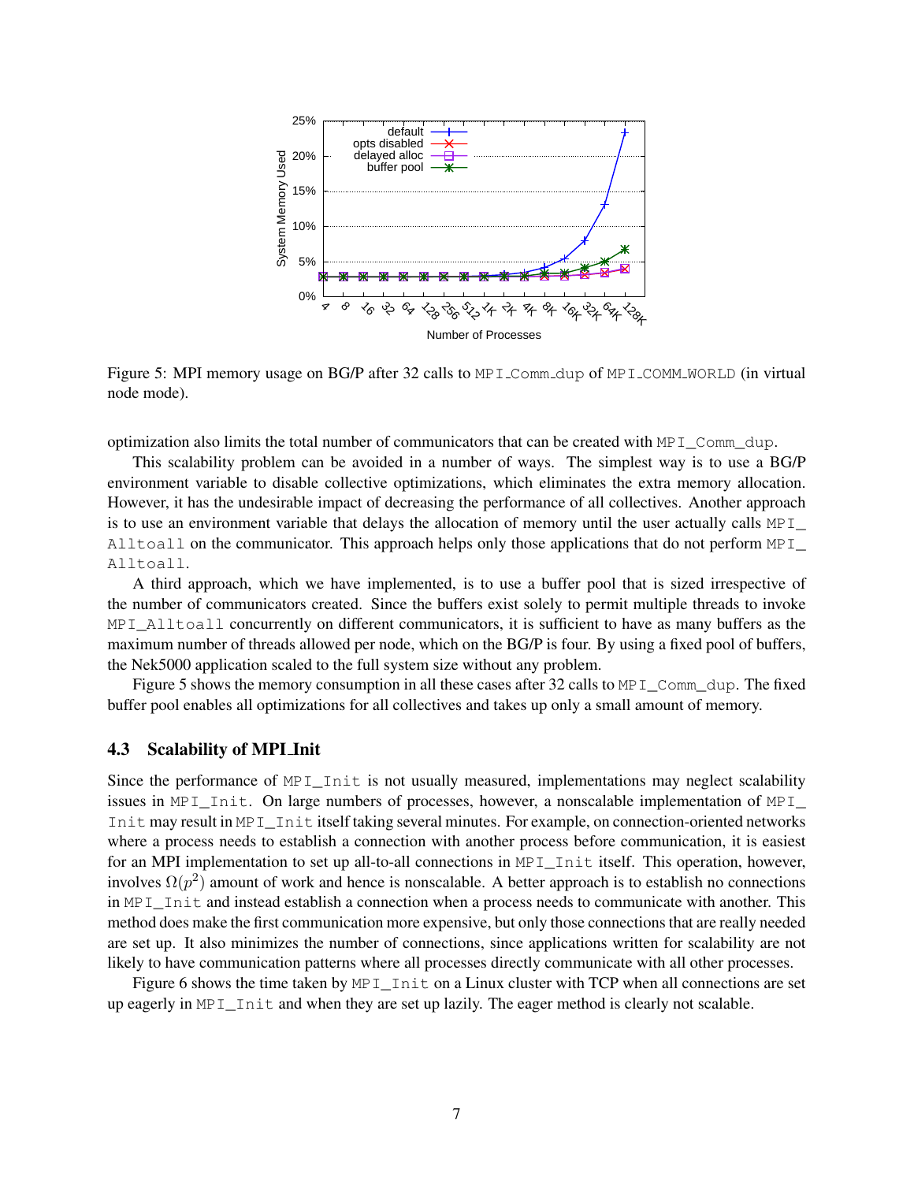Figure 5: MPI memory usage on BG/P after 32 calls to MPI_Comm_dup of MPI_COMM_WORLD (in virtual node mode).

optimization also limits the total number of communicators that can be created with MPI_Comm_dup.

This scalability problem can be avoided in a number of ways. The simplest way is to use a BG/P environment variable to disable collective optimizations, which eliminates the extra memory allocation. However, it has the undesirable impact of decreasing the performance of all collectives. Another approach is to use an environment variable that delays the allocation of memory until the user actually calls MPI_Alltoall on the communicator. This approach helps only those applications that do not perform MPI_Alltoall.

A third approach, which we have implemented, is to use a buffer pool that is sized irrespective of the number of communicators created. Since the buffers exist solely to permit multiple threads to invoke MPI_Alltoall concurrently on different communicators, it is sufficient to have as many buffers as the maximum number of threads allowed per node, which on the BG/P is four. By using a fixed pool of buffers, the Nek5000 application scaled to the full system size without any problem.

Figure 5 shows the memory consumption in all these cases after 32 calls to MPI_Comm_dup. The fixed buffer pool enables all optimizations for all collectives and takes up only a small amount of memory.

### 4.3 Scalability of MPI_Init

Since the performance of MPI_Init is not usually measured, implementations may neglect scalability issues in MPI_Init. On large numbers of processes, however, a nonscalable implementation of MPI_Init may result in MPI_Init itself taking several minutes. For example, on connection-oriented networks where a process needs to establish a connection with another process before communication, it is easiest for an MPI implementation to set up all-to-all connections in MPI_Init itself. This operation, however, involves $\Omega(p^2)$ amount of work and hence is nonscalable. A better approach is to establish no connections in MPI_Init and instead establish a connection when a process needs to communicate with another. This method does make the first communication more expensive, but only those connections that are really needed are set up. It also minimizes the number of connections, since applications written for scalability are not likely to have communication patterns where all processes directly communicate with all other processes.

Figure 6 shows the time taken by MPI_Init on a Linux cluster with TCP when all connections are set up eagerly in MPI_Init and when they are set up lazily. The eager method is clearly not scalable.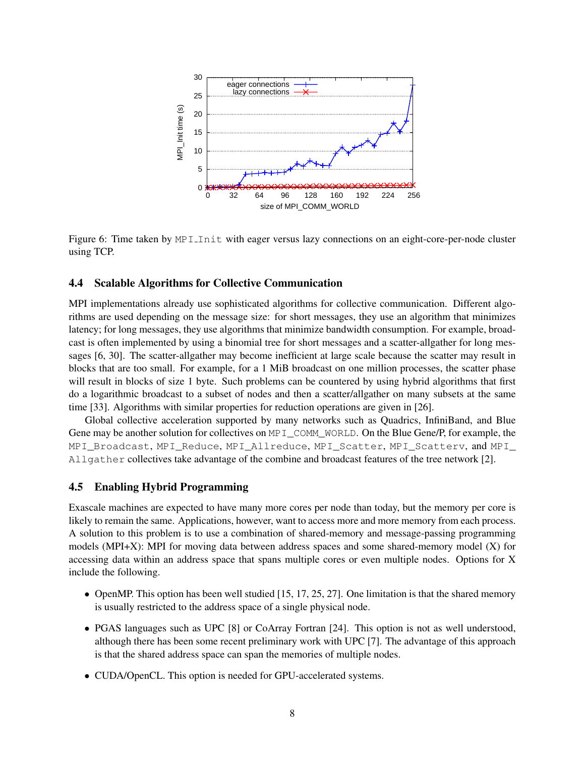Figure 6: Time taken by MPI_Init with eager versus lazy connections on an eight-core-per-node cluster using TCP.

### 4.4 Scalable Algorithms for Collective Communication

MPI implementations already use sophisticated algorithms for collective communication. Different algorithms are used depending on the message size: for short messages, they use an algorithm that minimizes latency; for long messages, they use algorithms that minimize bandwidth consumption. For example, broadcast is often implemented by using a binomial tree for short messages and a scatter-allgather for long messages [6, 30]. The scatter-allgather may become inefficient at large scale because the scatter may result in blocks that are too small. For example, for a 1 MiB broadcast on one million processes, the scatter phase will result in blocks of size 1 byte. Such problems can be countered by using hybrid algorithms that first do a logarithmic broadcast to a subset of nodes and then a scatter/allgather on many subsets at the same time [33]. Algorithms with similar properties for reduction operations are given in [26].

Global collective acceleration supported by many networks such as Quadrics, InfiniBand, and Blue Gene may be another solution for collectives on MPI_COMM_WORLD. On the Blue Gene/P, for example, the MPI_Broadcast, MPI_Reduce, MPI_Allreduce, MPI_Scatter, MPI_Scatterv, and MPI_Allgather collectives take advantage of the combine and broadcast features of the tree network [2].

### 4.5 Enabling Hybrid Programming

Exascale machines are expected to have many more cores per node than today, but the memory per core is likely to remain the same. Applications, however, want to access more and more memory from each process. A solution to this problem is to use a combination of shared-memory and message-passing programming models (MPI+X): MPI for moving data between address spaces and some shared-memory model (X) for accessing data within an address space that spans multiple cores or even multiple nodes. Options for X include the following.

- OpenMP. This option has been well studied [15, 17, 25, 27]. One limitation is that the shared memory is usually restricted to the address space of a single physical node.
- PGAS languages such as UPC [8] or CoArray Fortran [24]. This option is not as well understood, although there has been some recent preliminary work with UPC [7]. The advantage of this approach is that the shared address space can span the memories of multiple nodes.
- CUDA/OpenCL. This option is needed for GPU-accelerated systems.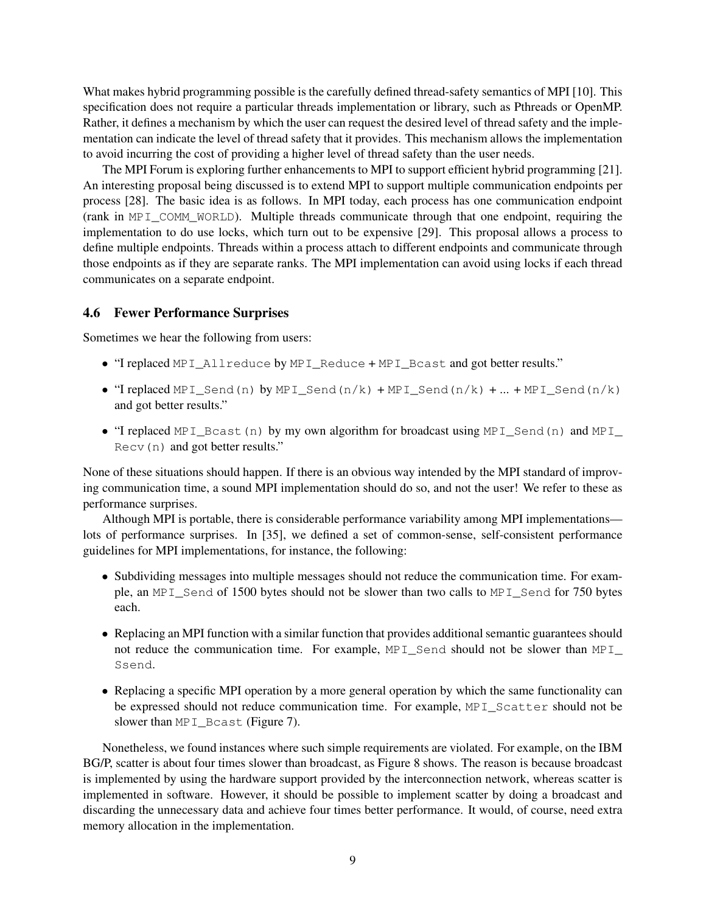What makes hybrid programming possible is the carefully defined thread-safety semantics of MPI [10]. This specification does not require a particular threads implementation or library, such as Pthreads or OpenMP. Rather, it defines a mechanism by which the user can request the desired level of thread safety and the implementation can indicate the level of thread safety that it provides. This mechanism allows the implementation to avoid incurring the cost of providing a higher level of thread safety than the user needs.

The MPI Forum is exploring further enhancements to MPI to support efficient hybrid programming [21]. An interesting proposal being discussed is to extend MPI to support multiple communication endpoints per process [28]. The basic idea is as follows. In MPI today, each process has one communication endpoint (rank in `MPI_COMM_WORLD`). Multiple threads communicate through that one endpoint, requiring the implementation to do use locks, which turn out to be expensive [29]. This proposal allows a process to define multiple endpoints. Threads within a process attach to different endpoints and communicate through those endpoints as if they are separate ranks. The MPI implementation can avoid using locks if each thread communicates on a separate endpoint.

### 4.6 Fewer Performance Surprises

Sometimes we hear the following from users:

- "I replaced `MPI_Allreduce` by `MPI_Reduce` + `MPI_Bcast` and got better results."
- "I replaced `MPI_Send(n)` by `MPI_Send(n/k)` + `MPI_Send(n/k)` + ... + `MPI_Send(n/k)` and got better results."
- "I replaced `MPI_Bcast(n)` by my own algorithm for broadcast using `MPI_Send(n)` and `MPI_Recv(n)` and got better results."

None of these situations should happen. If there is an obvious way intended by the MPI standard of improving communication time, a sound MPI implementation should do so, and not the user! We refer to these as performance surprises.

Although MPI is portable, there is considerable performance variability among MPI implementations—lots of performance surprises. In [35], we defined a set of common-sense, self-consistent performance guidelines for MPI implementations, for instance, the following:

- Subdividing messages into multiple messages should not reduce the communication time. For example, an `MPI_Send` of 1500 bytes should not be slower than two calls to `MPI_Send` for 750 bytes each.
- Replacing an MPI function with a similar function that provides additional semantic guarantees should not reduce the communication time. For example, `MPI_Send` should not be slower than `MPI_Ssend`.
- Replacing a specific MPI operation by a more general operation by which the same functionality can be expressed should not reduce communication time. For example, `MPI_Scatter` should not be slower than `MPI_Bcast` (Figure 7).

Nonetheless, we found instances where such simple requirements are violated. For example, on the IBM BG/P, scatter is about four times slower than broadcast, as Figure 8 shows. The reason is because broadcast is implemented by using the hardware support provided by the interconnection network, whereas scatter is implemented in software. However, it should be possible to implement scatter by doing a broadcast and discarding the unnecessary data and achieve four times better performance. It would, of course, need extra memory allocation in the implementation.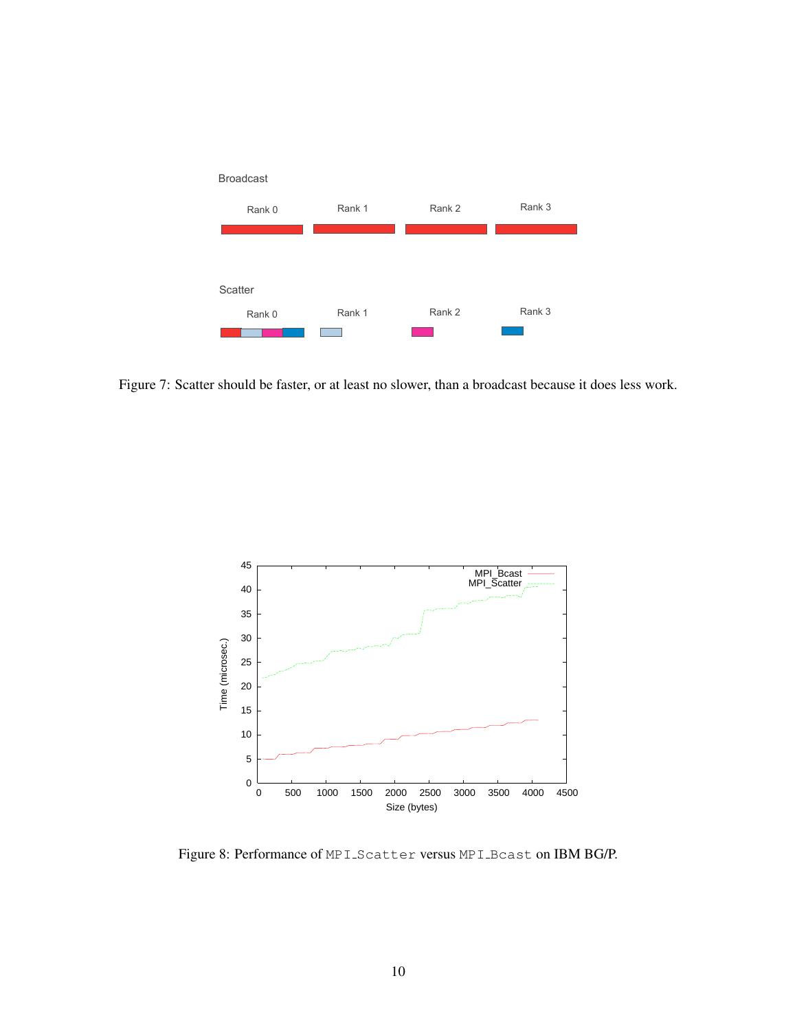Broadcast

Rank 0 Rank 1 Rank 2 Rank 3

Scatter

Rank 0 Rank 1 Rank 2 Rank 3

Figure 7: Scatter should be faster, or at least no slower, than a broadcast because it does less work.

Figure 8: Performance of `MPI_Scatter` versus `MPI_Bcast` on IBM BG/P.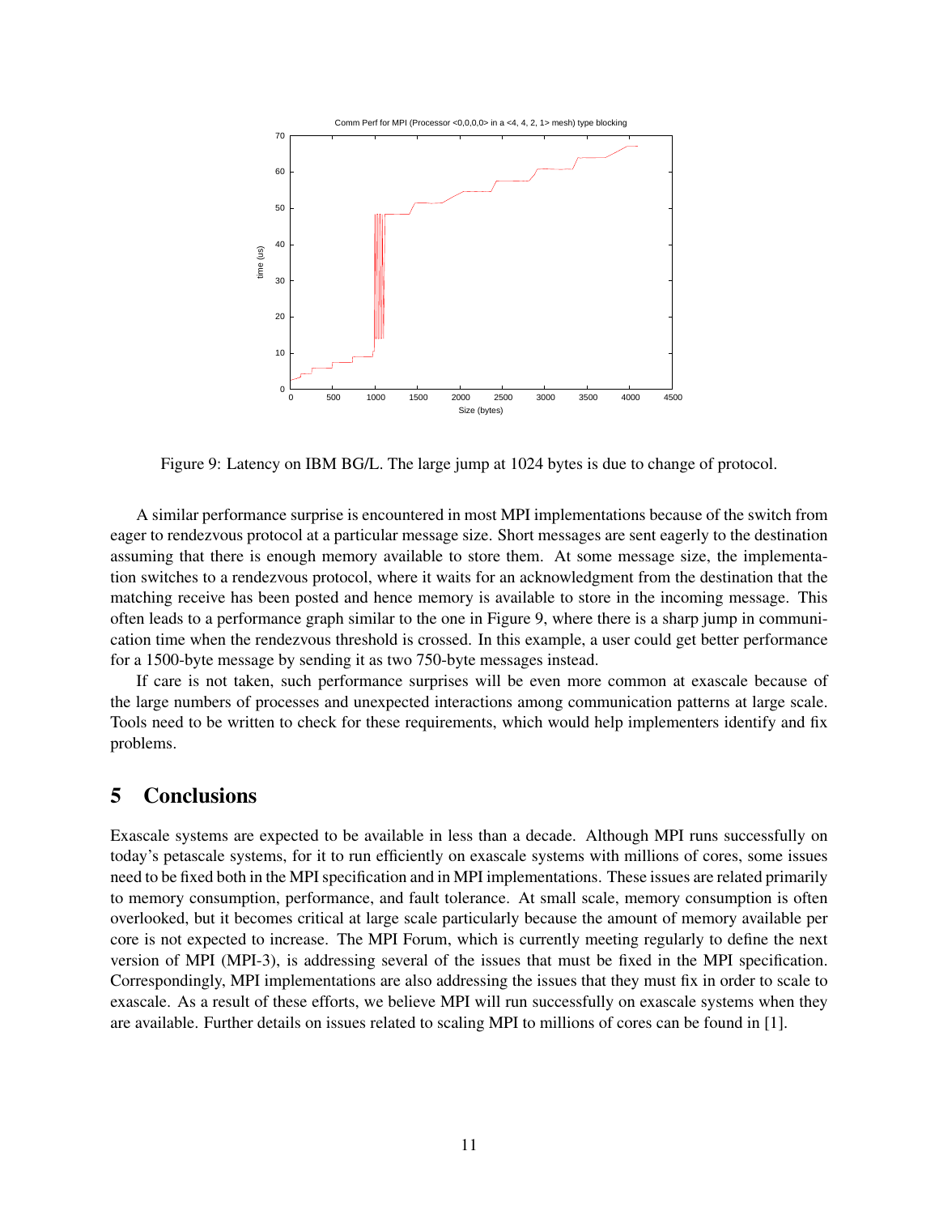Figure 9: Latency on IBM BG/L. The large jump at 1024 bytes is due to change of protocol.

A similar performance surprise is encountered in most MPI implementations because of the switch from eager to rendezvous protocol at a particular message size. Short messages are sent eagerly to the destination assuming that there is enough memory available to store them. At some message size, the implementation switches to a rendezvous protocol, where it waits for an acknowledgment from the destination that the matching receive has been posted and hence memory is available to store in the incoming message. This often leads to a performance graph similar to the one in Figure 9, where there is a sharp jump in communication time when the rendezvous threshold is crossed. In this example, a user could get better performance for a 1500-byte message by sending it as two 750-byte messages instead.

If care is not taken, such performance surprises will be even more common at exascale because of the large numbers of processes and unexpected interactions among communication patterns at large scale. Tools need to be written to check for these requirements, which would help implementers identify and fix problems.

# 5 Conclusions

Exascale systems are expected to be available in less than a decade. Although MPI runs successfully on today's petascale systems, for it to run efficiently on exascale systems with millions of cores, some issues need to be fixed both in the MPI specification and in MPI implementations. These issues are related primarily to memory consumption, performance, and fault tolerance. At small scale, memory consumption is often overlooked, but it becomes critical at large scale particularly because the amount of memory available per core is not expected to increase. The MPI Forum, which is currently meeting regularly to define the next version of MPI (MPI-3), is addressing several of the issues that must be fixed in the MPI specification. Correspondingly, MPI implementations are also addressing the issues that they must fix in order to scale to exascale. As a result of these efforts, we believe MPI will run successfully on exascale systems when they are available. Further details on issues related to scaling MPI to millions of cores can be found in [1].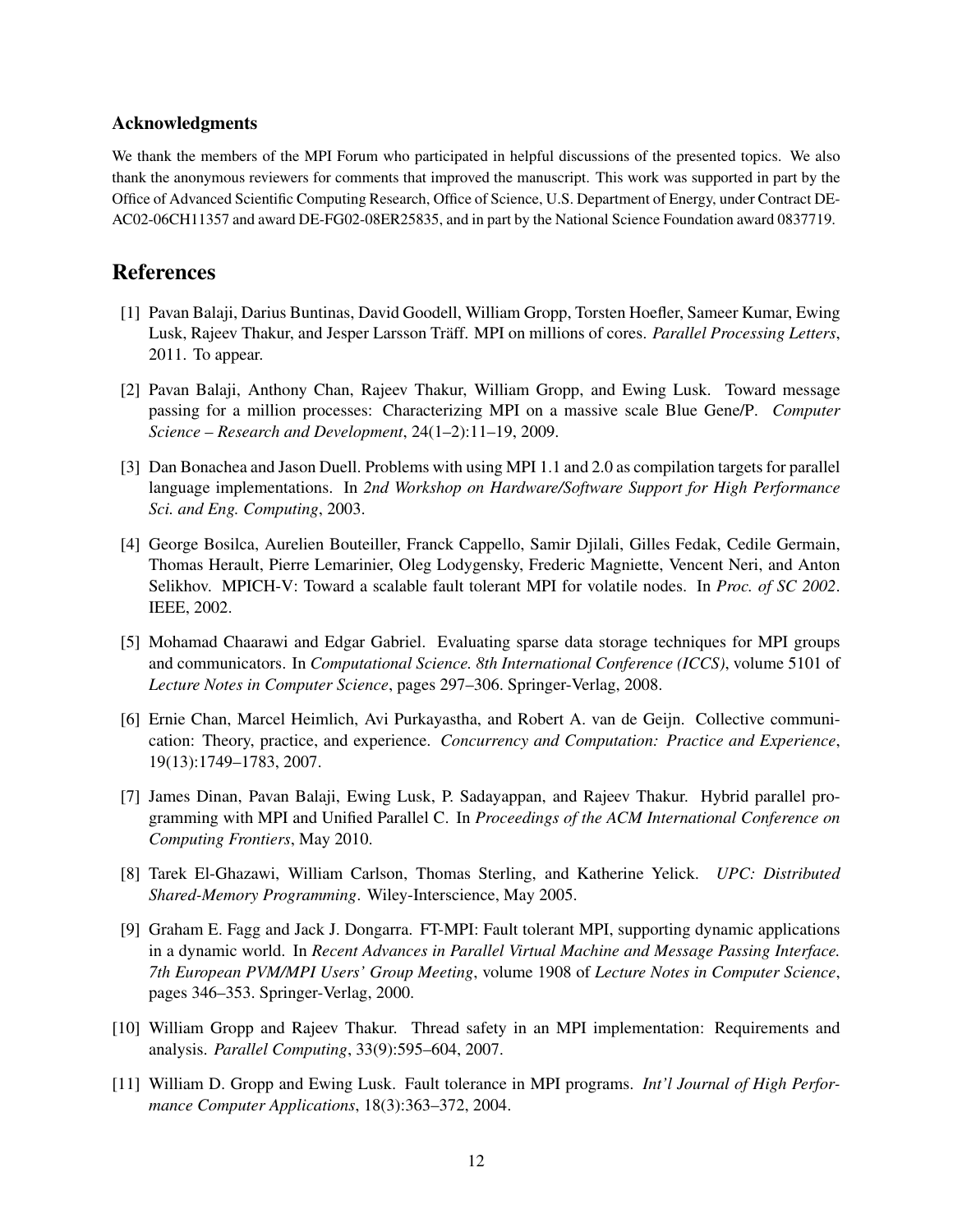### Acknowledgments

We thank the members of the MPI Forum who participated in helpful discussions of the presented topics. We also thank the anonymous reviewers for comments that improved the manuscript. This work was supported in part by the Office of Advanced Scientific Computing Research, Office of Science, U.S. Department of Energy, under Contract DE-AC02-06CH11357 and award DE-FG02-08ER25835, and in part by the National Science Foundation award 0837719.

## References

[1] Pavan Balaji, Darius Buntinas, David Goodell, William Gropp, Torsten Hoefler, Sameer Kumar, Ewing Lusk, Rajeev Thakur, and Jesper Larsson Träff. MPI on millions of cores. *Parallel Processing Letters*, 2011. To appear.

[2] Pavan Balaji, Anthony Chan, Rajeev Thakur, William Gropp, and Ewing Lusk. Toward message passing for a million processes: Characterizing MPI on a massive scale Blue Gene/P. *Computer Science – Research and Development*, 24(1–2):11–19, 2009.

[3] Dan Bonachea and Jason Duell. Problems with using MPI 1.1 and 2.0 as compilation targets for parallel language implementations. In *2nd Workshop on Hardware/Software Support for High Performance Sci. and Eng. Computing*, 2003.

[4] George Bosilca, Aurelien Bouteiller, Franck Cappello, Samir Djilali, Gilles Fedak, Cedile Germain, Thomas Herault, Pierre Lemarinier, Oleg Lodygensky, Frederic Magniette, Vencent Neri, and Anton Selikhov. MPICH-V: Toward a scalable fault tolerant MPI for volatile nodes. In *Proc. of SC 2002*. IEEE, 2002.

[5] Mohamad Chaarawi and Edgar Gabriel. Evaluating sparse data storage techniques for MPI groups and communicators. In *Computational Science. 8th International Conference (ICCS)*, volume 5101 of *Lecture Notes in Computer Science*, pages 297–306. Springer-Verlag, 2008.

[6] Ernie Chan, Marcel Heimlich, Avi Purkayastha, and Robert A. van de Geijn. Collective communication: Theory, practice, and experience. *Concurrency and Computation: Practice and Experience*, 19(13):1749–1783, 2007.

[7] James Dinan, Pavan Balaji, Ewing Lusk, P. Sadayappan, and Rajeev Thakur. Hybrid parallel programming with MPI and Unified Parallel C. In *Proceedings of the ACM International Conference on Computing Frontiers*, May 2010.

[8] Tarek El-Ghazawi, William Carlson, Thomas Sterling, and Katherine Yelick. *UPC: Distributed Shared-Memory Programming*. Wiley-Interscience, May 2005.

[9] Graham E. Fagg and Jack J. Dongarra. FT-MPI: Fault tolerant MPI, supporting dynamic applications in a dynamic world. In *Recent Advances in Parallel Virtual Machine and Message Passing Interface. 7th European PVM/MPI Users' Group Meeting*, volume 1908 of *Lecture Notes in Computer Science*, pages 346–353. Springer-Verlag, 2000.

[10] William Gropp and Rajeev Thakur. Thread safety in an MPI implementation: Requirements and analysis. *Parallel Computing*, 33(9):595–604, 2007.

[11] William D. Gropp and Ewing Lusk. Fault tolerance in MPI programs. *Int'l Journal of High Performance Computer Applications*, 18(3):363–372, 2004.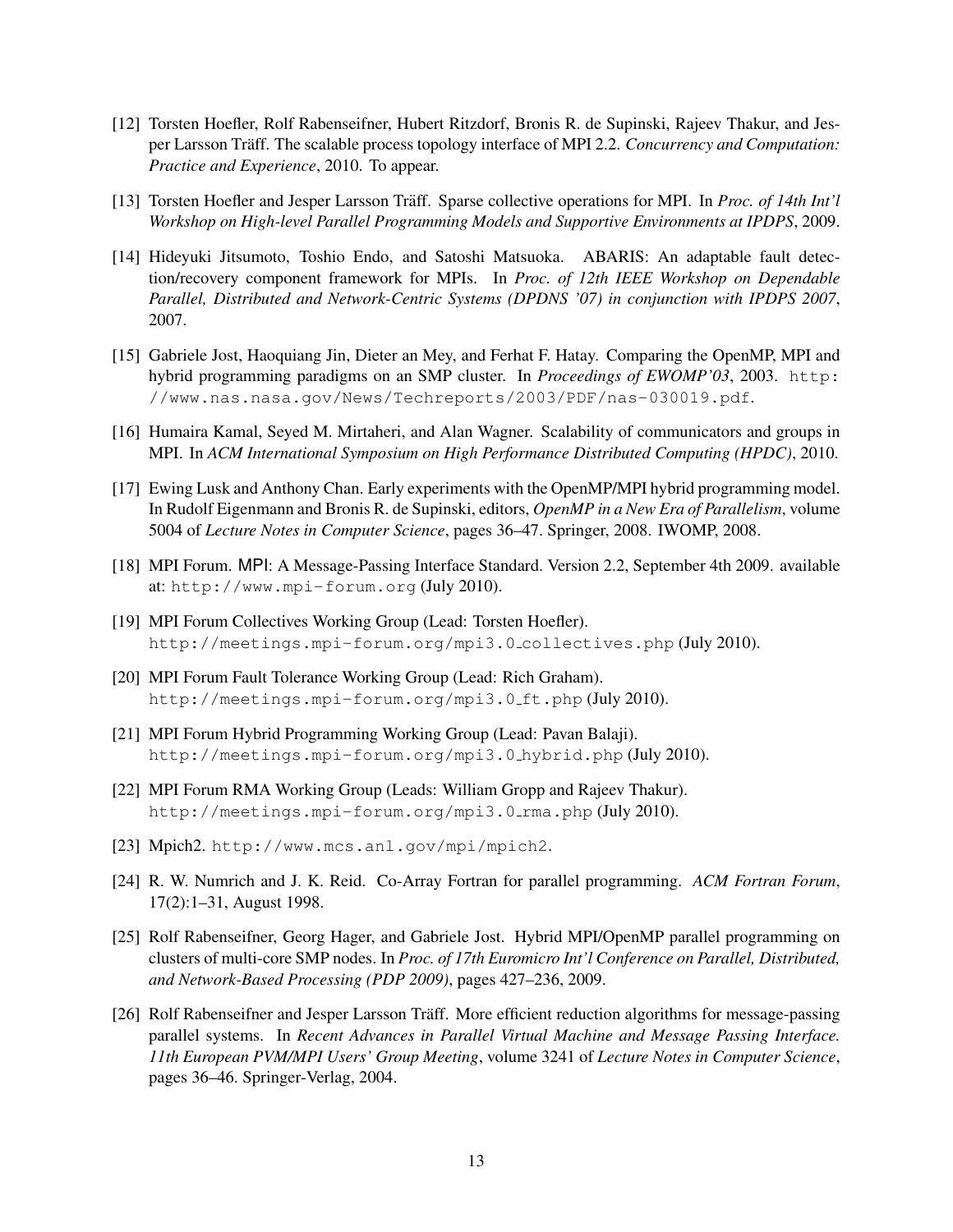[12] Torsten Hoefler, Rolf Rabenseifner, Hubert Ritzdorf, Bronis R. de Supinski, Rajeev Thakur, and Jesper Larsson Träff. The scalable process topology interface of MPI 2.2. *Concurrency and Computation: Practice and Experience*, 2010. To appear.

[13] Torsten Hoefler and Jesper Larsson Träff. Sparse collective operations for MPI. In *Proc. of 14th Int'l Workshop on High-level Parallel Programming Models and Supportive Environments at IPDPS*, 2009.

[14] Hideyuki Jitsumoto, Toshio Endo, and Satoshi Matsuoka. ABARIS: An adaptable fault detection/recovery component framework for MPIs. In *Proc. of 12th IEEE Workshop on Dependable Parallel, Distributed and Network-Centric Systems (DPDNS '07) in conjunction with IPDPS 2007*, 2007.

[15] Gabriele Jost, Haoquiang Jin, Dieter an Mey, and Ferhat F. Hatay. Comparing the OpenMP, MPI and hybrid programming paradigms on an SMP cluster. In *Proceedings of EWOMP'03*, 2003. `http://www.nas.nasa.gov/News/Techreports/2003/PDF/nas-030019.pdf`.

[16] Humaira Kamal, Seyed M. Mirtaheri, and Alan Wagner. Scalability of communicators and groups in MPI. In *ACM International Symposium on High Performance Distributed Computing (HPDC)*, 2010.

[17] Ewing Lusk and Anthony Chan. Early experiments with the OpenMP/MPI hybrid programming model. In Rudolf Eigenmann and Bronis R. de Supinski, editors, *OpenMP in a New Era of Parallelism*, volume 5004 of *Lecture Notes in Computer Science*, pages 36–47. Springer, 2008. IWOMP, 2008.

[18] MPI Forum. MPI: A Message-Passing Interface Standard. Version 2.2, September 4th 2009. available at: `http://www.mpi-forum.org` (July 2010).

[19] MPI Forum Collectives Working Group (Lead: Torsten Hoefler). `http://meetings.mpi-forum.org/mpi3.0_collectives.php` (July 2010).

[20] MPI Forum Fault Tolerance Working Group (Lead: Rich Graham). `http://meetings.mpi-forum.org/mpi3.0_ft.php` (July 2010).

[21] MPI Forum Hybrid Programming Working Group (Lead: Pavan Balaji). `http://meetings.mpi-forum.org/mpi3.0_hybrid.php` (July 2010).

[22] MPI Forum RMA Working Group (Leads: William Gropp and Rajeev Thakur). `http://meetings.mpi-forum.org/mpi3.0_rma.php` (July 2010).

[23] Mpich2. `http://www.mcs.anl.gov/mpi/mpich2`.

[24] R. W. Numrich and J. K. Reid. Co-Array Fortran for parallel programming. *ACM Fortran Forum*, 17(2):1–31, August 1998.

[25] Rolf Rabenseifner, Georg Hager, and Gabriele Jost. Hybrid MPI/OpenMP parallel programming on clusters of multi-core SMP nodes. In *Proc. of 17th Euromicro Int'l Conference on Parallel, Distributed, and Network-Based Processing (PDP 2009)*, pages 427–236, 2009.

[26] Rolf Rabenseifner and Jesper Larsson Träff. More efficient reduction algorithms for message-passing parallel systems. In *Recent Advances in Parallel Virtual Machine and Message Passing Interface. 11th European PVM/MPI Users' Group Meeting*, volume 3241 of *Lecture Notes in Computer Science*, pages 36–46. Springer-Verlag, 2004.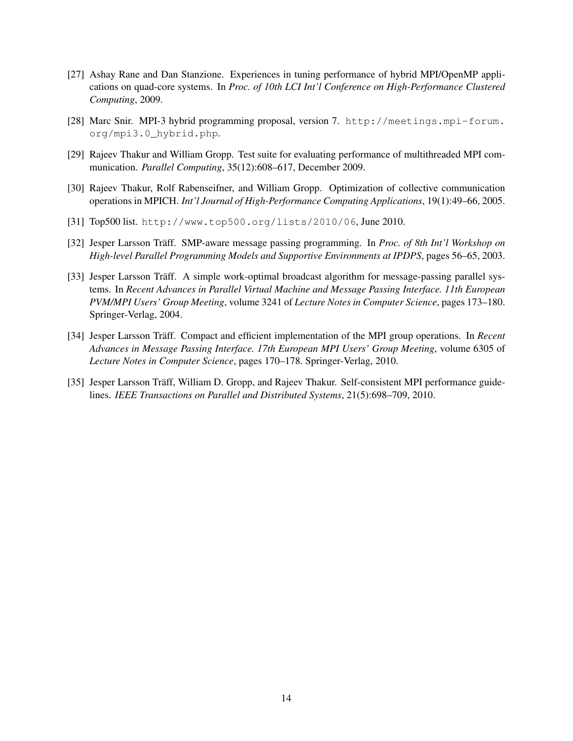[27] Ashay Rane and Dan Stanzione. Experiences in tuning performance of hybrid MPI/OpenMP applications on quad-core systems. In *Proc. of 10th LCI Int'l Conference on High-Performance Clustered Computing*, 2009.

[28] Marc Snir. MPI-3 hybrid programming proposal, version 7. http://meetings.mpi-forum.org/mpi3.0_hybrid.php.

[29] Rajeev Thakur and William Gropp. Test suite for evaluating performance of multithreaded MPI communication. *Parallel Computing*, 35(12):608–617, December 2009.

[30] Rajeev Thakur, Rolf Rabenseifner, and William Gropp. Optimization of collective communication operations in MPICH. *Int'l Journal of High-Performance Computing Applications*, 19(1):49–66, 2005.

[31] Top500 list. http://www.top500.org/lists/2010/06, June 2010.

[32] Jesper Larsson Träff. SMP-aware message passing programming. In *Proc. of 8th Int'l Workshop on High-level Parallel Programming Models and Supportive Environments at IPDPS*, pages 56–65, 2003.

[33] Jesper Larsson Träff. A simple work-optimal broadcast algorithm for message-passing parallel systems. In *Recent Advances in Parallel Virtual Machine and Message Passing Interface. 11th European PVM/MPI Users' Group Meeting*, volume 3241 of *Lecture Notes in Computer Science*, pages 173–180. Springer-Verlag, 2004.

[34] Jesper Larsson Träff. Compact and efficient implementation of the MPI group operations. In *Recent Advances in Message Passing Interface. 17th European MPI Users' Group Meeting*, volume 6305 of *Lecture Notes in Computer Science*, pages 170–178. Springer-Verlag, 2010.

[35] Jesper Larsson Träff, William D. Gropp, and Rajeev Thakur. Self-consistent MPI performance guidelines. *IEEE Transactions on Parallel and Distributed Systems*, 21(5):698–709, 2010.